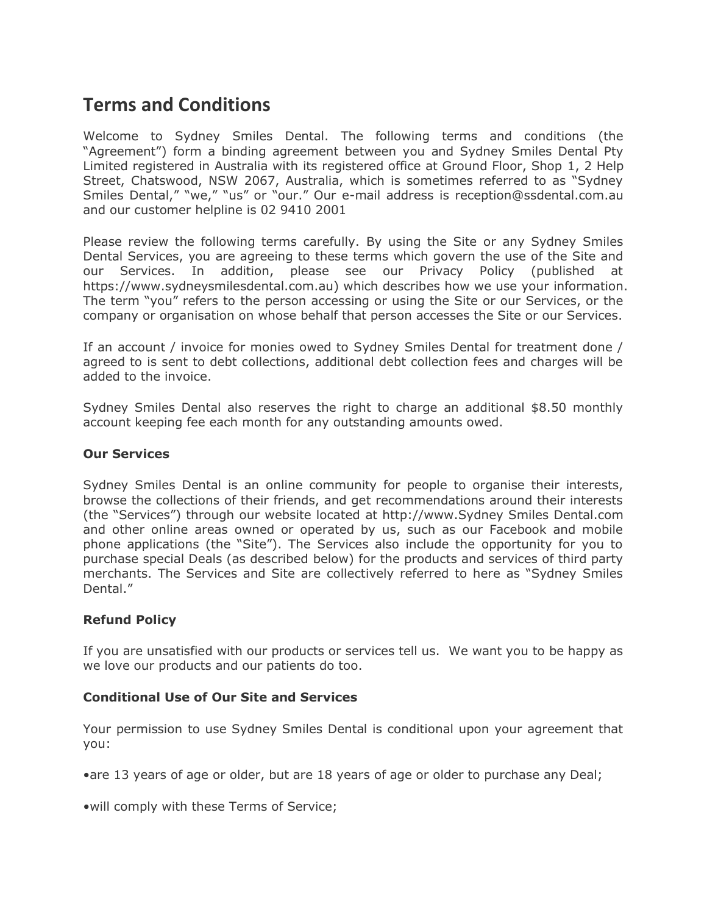# Terms and Conditions

Welcome to Sydney Smiles Dental. The following terms and conditions (the "Agreement") form a binding agreement between you and Sydney Smiles Dental Pty Limited registered in Australia with its registered office at Ground Floor, Shop 1, 2 Help Street, Chatswood, NSW 2067, Australia, which is sometimes referred to as "Sydney Smiles Dental," "we," "us" or "our." Our e-mail address is reception@ssdental.com.au and our customer helpline is 02 9410 2001

Please review the following terms carefully. By using the Site or any Sydney Smiles Dental Services, you are agreeing to these terms which govern the use of the Site and our Services. In addition, please see our Privacy Policy (published at https://www.sydneysmilesdental.com.au) which describes how we use your information. The term "you" refers to the person accessing or using the Site or our Services, or the company or organisation on whose behalf that person accesses the Site or our Services.

If an account / invoice for monies owed to Sydney Smiles Dental for treatment done / agreed to is sent to debt collections, additional debt collection fees and charges will be added to the invoice.

Sydney Smiles Dental also reserves the right to charge an additional $8.50 monthly account keeping fee each month for any outstanding amounts owed.

**Our Services**

Sydney Smiles Dental is an online community for people to organise their interests, browse the collections of their friends, and get recommendations around their interests (the "Services") through our website located at http://www.Sydney Smiles Dental.com and other online areas owned or operated by us, such as our Facebook and mobile phone applications (the "Site"). The Services also include the opportunity for you to purchase special Deals (as described below) for the products and services of third party merchants. The Services and Site are collectively referred to here as "Sydney Smiles Dental."

**Refund Policy**

If you are unsatisfied with our products or services tell us. We want you to be happy as we love our products and our patients do too.

**Conditional Use of Our Site and Services**

Your permission to use Sydney Smiles Dental is conditional upon your agreement that you:

•are 13 years of age or older, but are 18 years of age or older to purchase any Deal;

•will comply with these Terms of Service;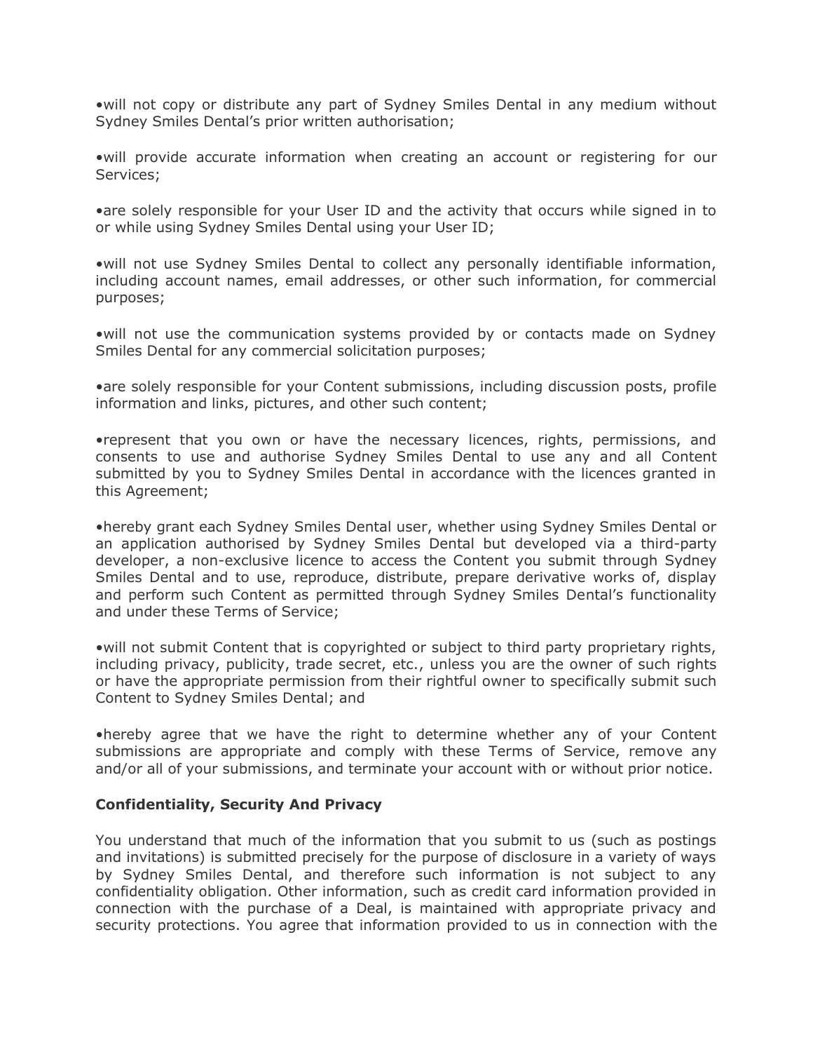•will not copy or distribute any part of Sydney Smiles Dental in any medium without Sydney Smiles Dental's prior written authorisation;

•will provide accurate information when creating an account or registering for our Services;

•are solely responsible for your User ID and the activity that occurs while signed in to or while using Sydney Smiles Dental using your User ID;

•will not use Sydney Smiles Dental to collect any personally identifiable information, including account names, email addresses, or other such information, for commercial purposes;

•will not use the communication systems provided by or contacts made on Sydney Smiles Dental for any commercial solicitation purposes;

•are solely responsible for your Content submissions, including discussion posts, profile information and links, pictures, and other such content;

•represent that you own or have the necessary licences, rights, permissions, and consents to use and authorise Sydney Smiles Dental to use any and all Content submitted by you to Sydney Smiles Dental in accordance with the licences granted in this Agreement;

•hereby grant each Sydney Smiles Dental user, whether using Sydney Smiles Dental or an application authorised by Sydney Smiles Dental but developed via a third-party developer, a non-exclusive licence to access the Content you submit through Sydney Smiles Dental and to use, reproduce, distribute, prepare derivative works of, display and perform such Content as permitted through Sydney Smiles Dental's functionality and under these Terms of Service;

•will not submit Content that is copyrighted or subject to third party proprietary rights, including privacy, publicity, trade secret, etc., unless you are the owner of such rights or have the appropriate permission from their rightful owner to specifically submit such Content to Sydney Smiles Dental; and

•hereby agree that we have the right to determine whether any of your Content submissions are appropriate and comply with these Terms of Service, remove any and/or all of your submissions, and terminate your account with or without prior notice.

**Confidentiality, Security And Privacy**

You understand that much of the information that you submit to us (such as postings and invitations) is submitted precisely for the purpose of disclosure in a variety of ways by Sydney Smiles Dental, and therefore such information is not subject to any confidentiality obligation. Other information, such as credit card information provided in connection with the purchase of a Deal, is maintained with appropriate privacy and security protections. You agree that information provided to us in connection with the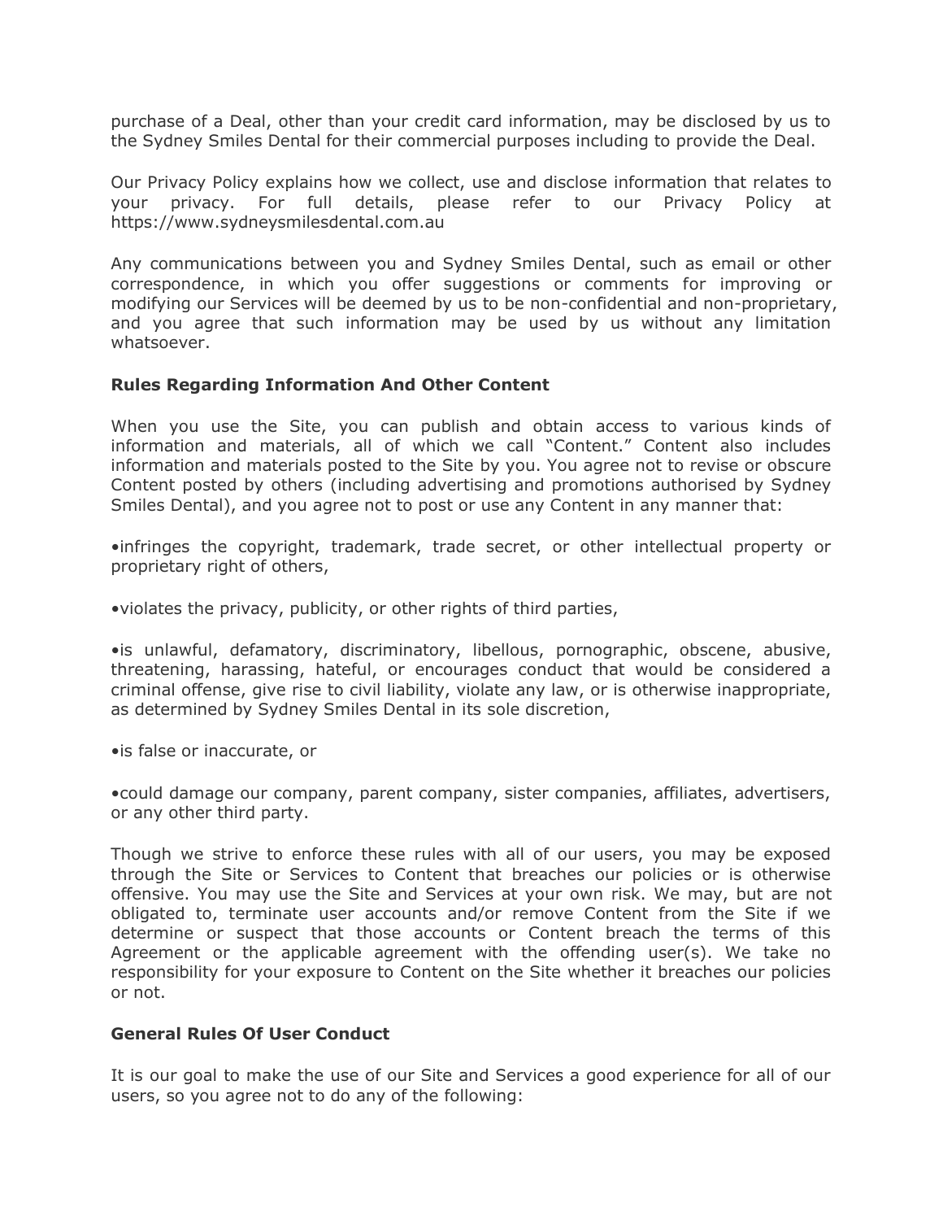purchase of a Deal, other than your credit card information, may be disclosed by us to the Sydney Smiles Dental for their commercial purposes including to provide the Deal.

Our Privacy Policy explains how we collect, use and disclose information that relates to your privacy. For full details, please refer to our Privacy Policy at https://www.sydneysmilesdental.com.au

Any communications between you and Sydney Smiles Dental, such as email or other correspondence, in which you offer suggestions or comments for improving or modifying our Services will be deemed by us to be non-confidential and non-proprietary, and you agree that such information may be used by us without any limitation whatsoever.

**Rules Regarding Information And Other Content**

When you use the Site, you can publish and obtain access to various kinds of information and materials, all of which we call "Content." Content also includes information and materials posted to the Site by you. You agree not to revise or obscure Content posted by others (including advertising and promotions authorised by Sydney Smiles Dental), and you agree not to post or use any Content in any manner that:

•infringes the copyright, trademark, trade secret, or other intellectual property or proprietary right of others,

•violates the privacy, publicity, or other rights of third parties,

•is unlawful, defamatory, discriminatory, libellous, pornographic, obscene, abusive, threatening, harassing, hateful, or encourages conduct that would be considered a criminal offense, give rise to civil liability, violate any law, or is otherwise inappropriate, as determined by Sydney Smiles Dental in its sole discretion,

•is false or inaccurate, or

•could damage our company, parent company, sister companies, affiliates, advertisers, or any other third party.

Though we strive to enforce these rules with all of our users, you may be exposed through the Site or Services to Content that breaches our policies or is otherwise offensive. You may use the Site and Services at your own risk. We may, but are not obligated to, terminate user accounts and/or remove Content from the Site if we determine or suspect that those accounts or Content breach the terms of this Agreement or the applicable agreement with the offending user(s). We take no responsibility for your exposure to Content on the Site whether it breaches our policies or not.

**General Rules Of User Conduct**

It is our goal to make the use of our Site and Services a good experience for all of our users, so you agree not to do any of the following: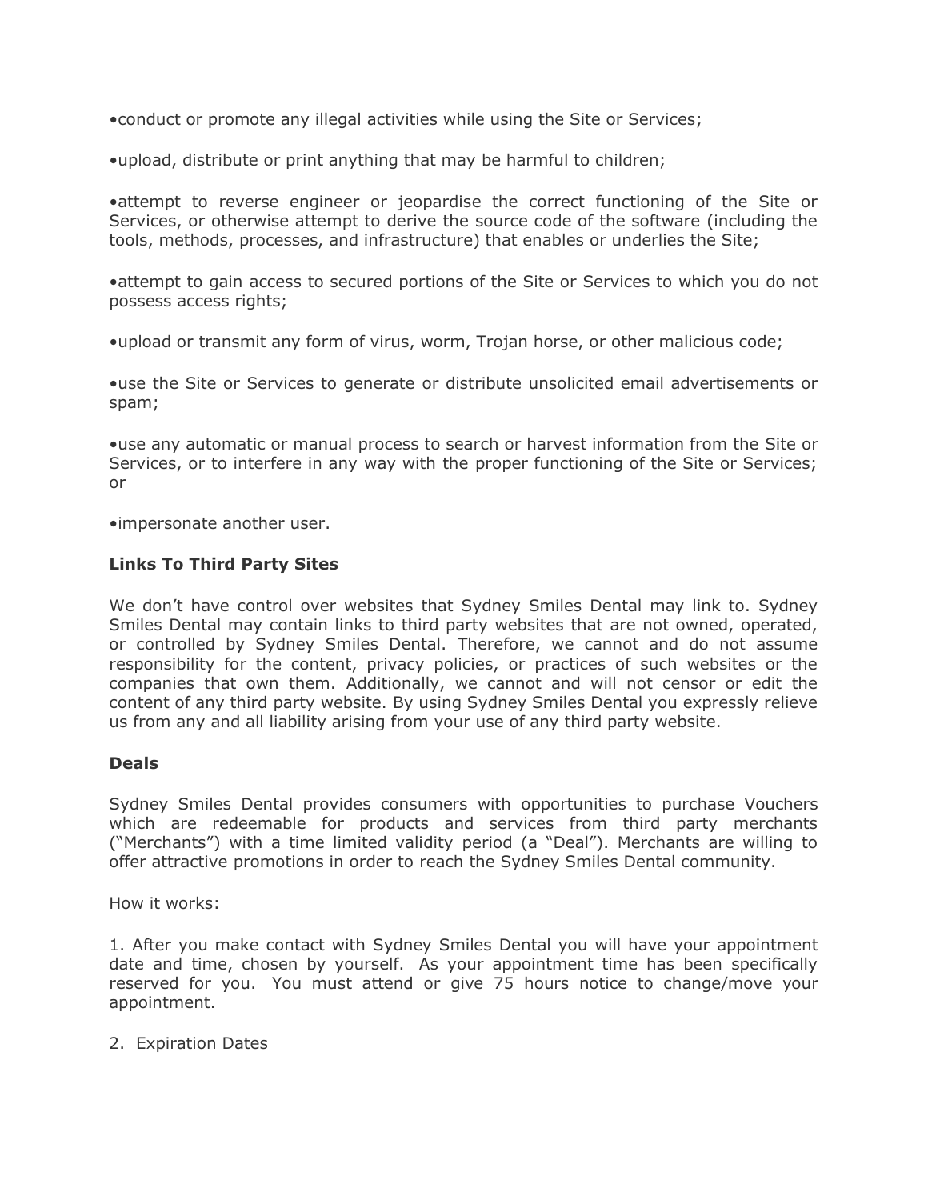•conduct or promote any illegal activities while using the Site or Services;

•upload, distribute or print anything that may be harmful to children;

•attempt to reverse engineer or jeopardise the correct functioning of the Site or Services, or otherwise attempt to derive the source code of the software (including the tools, methods, processes, and infrastructure) that enables or underlies the Site;

•attempt to gain access to secured portions of the Site or Services to which you do not possess access rights;

•upload or transmit any form of virus, worm, Trojan horse, or other malicious code;

•use the Site or Services to generate or distribute unsolicited email advertisements or spam;

•use any automatic or manual process to search or harvest information from the Site or Services, or to interfere in any way with the proper functioning of the Site or Services; or

•impersonate another user.

**Links To Third Party Sites**

We don't have control over websites that Sydney Smiles Dental may link to. Sydney Smiles Dental may contain links to third party websites that are not owned, operated, or controlled by Sydney Smiles Dental. Therefore, we cannot and do not assume responsibility for the content, privacy policies, or practices of such websites or the companies that own them. Additionally, we cannot and will not censor or edit the content of any third party website. By using Sydney Smiles Dental you expressly relieve us from any and all liability arising from your use of any third party website.

**Deals**

Sydney Smiles Dental provides consumers with opportunities to purchase Vouchers which are redeemable for products and services from third party merchants ("Merchants") with a time limited validity period (a "Deal"). Merchants are willing to offer attractive promotions in order to reach the Sydney Smiles Dental community.

How it works:

1. After you make contact with Sydney Smiles Dental you will have your appointment date and time, chosen by yourself. As your appointment time has been specifically reserved for you. You must attend or give 75 hours notice to change/move your appointment.

2. Expiration Dates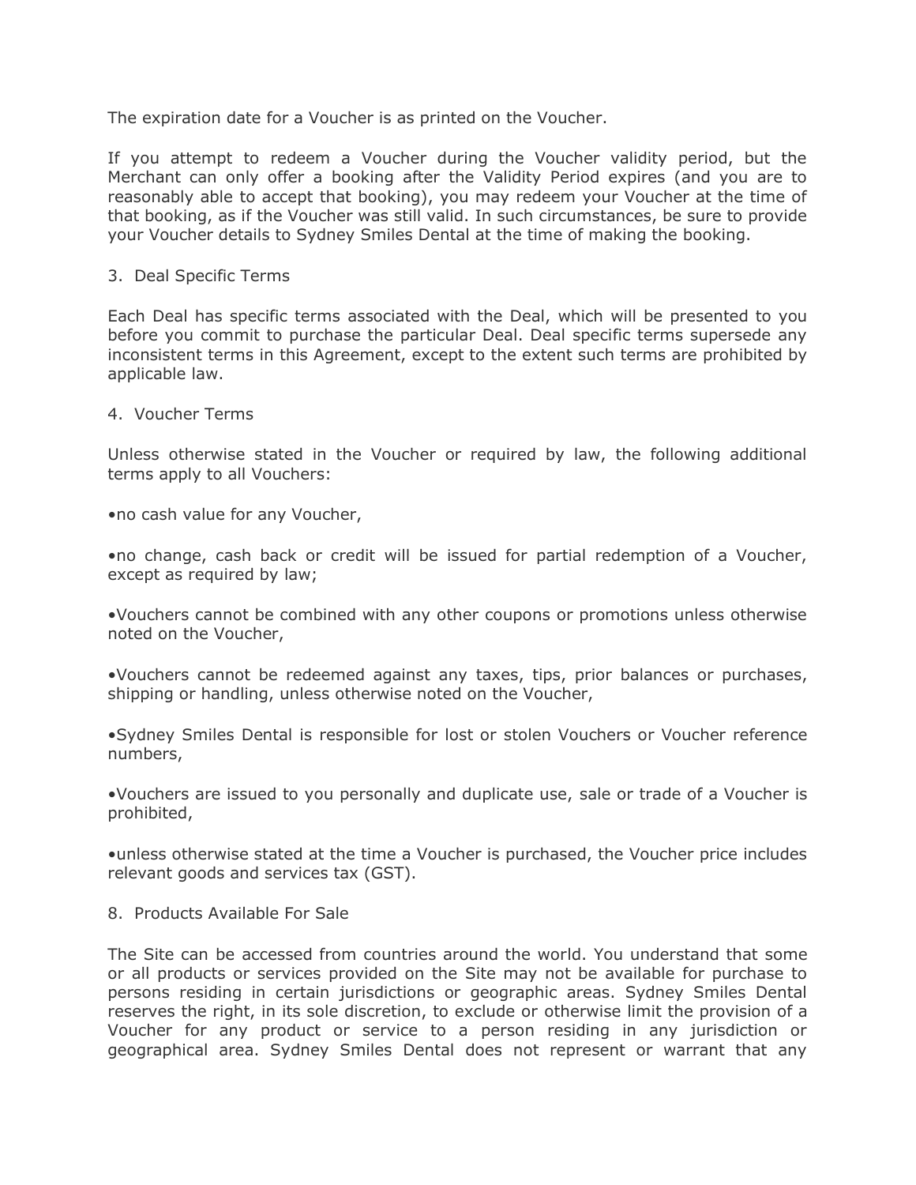The expiration date for a Voucher is as printed on the Voucher.

If you attempt to redeem a Voucher during the Voucher validity period, but the Merchant can only offer a booking after the Validity Period expires (and you are to reasonably able to accept that booking), you may redeem your Voucher at the time of that booking, as if the Voucher was still valid. In such circumstances, be sure to provide your Voucher details to Sydney Smiles Dental at the time of making the booking.

3. Deal Specific Terms

Each Deal has specific terms associated with the Deal, which will be presented to you before you commit to purchase the particular Deal. Deal specific terms supersede any inconsistent terms in this Agreement, except to the extent such terms are prohibited by applicable law.

4. Voucher Terms

Unless otherwise stated in the Voucher or required by law, the following additional terms apply to all Vouchers:

•no cash value for any Voucher,

•no change, cash back or credit will be issued for partial redemption of a Voucher, except as required by law;

•Vouchers cannot be combined with any other coupons or promotions unless otherwise noted on the Voucher,

•Vouchers cannot be redeemed against any taxes, tips, prior balances or purchases, shipping or handling, unless otherwise noted on the Voucher,

•Sydney Smiles Dental is responsible for lost or stolen Vouchers or Voucher reference numbers,

•Vouchers are issued to you personally and duplicate use, sale or trade of a Voucher is prohibited,

•unless otherwise stated at the time a Voucher is purchased, the Voucher price includes relevant goods and services tax (GST).

8. Products Available For Sale

The Site can be accessed from countries around the world. You understand that some or all products or services provided on the Site may not be available for purchase to persons residing in certain jurisdictions or geographic areas. Sydney Smiles Dental reserves the right, in its sole discretion, to exclude or otherwise limit the provision of a Voucher for any product or service to a person residing in any jurisdiction or geographical area. Sydney Smiles Dental does not represent or warrant that any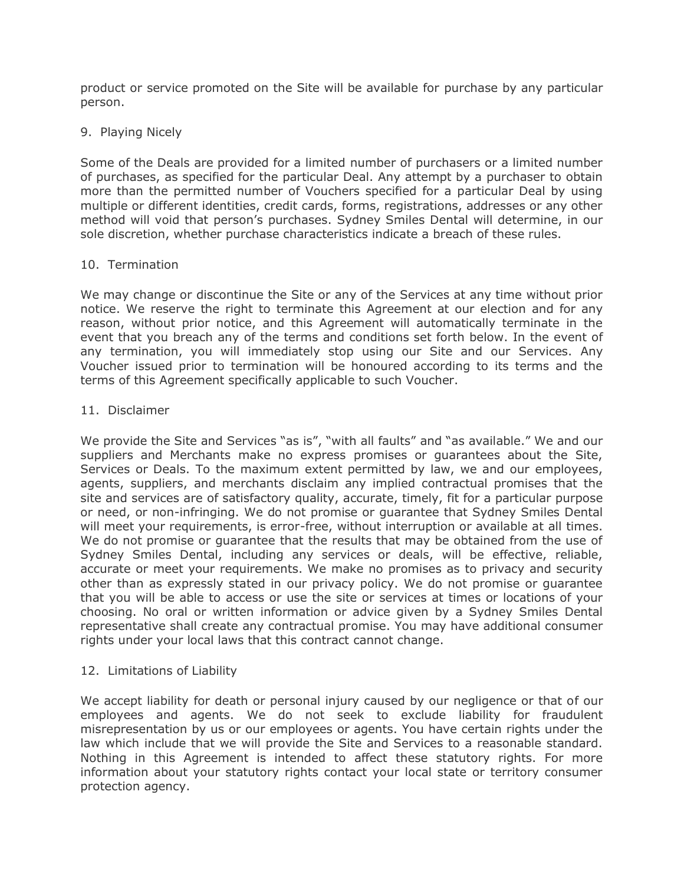product or service promoted on the Site will be available for purchase by any particular person.

## 9. Playing Nicely

Some of the Deals are provided for a limited number of purchasers or a limited number of purchases, as specified for the particular Deal. Any attempt by a purchaser to obtain more than the permitted number of Vouchers specified for a particular Deal by using multiple or different identities, credit cards, forms, registrations, addresses or any other method will void that person's purchases. Sydney Smiles Dental will determine, in our sole discretion, whether purchase characteristics indicate a breach of these rules.

## 10. Termination

We may change or discontinue the Site or any of the Services at any time without prior notice. We reserve the right to terminate this Agreement at our election and for any reason, without prior notice, and this Agreement will automatically terminate in the event that you breach any of the terms and conditions set forth below. In the event of any termination, you will immediately stop using our Site and our Services. Any Voucher issued prior to termination will be honoured according to its terms and the terms of this Agreement specifically applicable to such Voucher.

## 11. Disclaimer

We provide the Site and Services "as is", "with all faults" and "as available." We and our suppliers and Merchants make no express promises or guarantees about the Site, Services or Deals. To the maximum extent permitted by law, we and our employees, agents, suppliers, and merchants disclaim any implied contractual promises that the site and services are of satisfactory quality, accurate, timely, fit for a particular purpose or need, or non-infringing. We do not promise or guarantee that Sydney Smiles Dental will meet your requirements, is error-free, without interruption or available at all times. We do not promise or guarantee that the results that may be obtained from the use of Sydney Smiles Dental, including any services or deals, will be effective, reliable, accurate or meet your requirements. We make no promises as to privacy and security other than as expressly stated in our privacy policy. We do not promise or guarantee that you will be able to access or use the site or services at times or locations of your choosing. No oral or written information or advice given by a Sydney Smiles Dental representative shall create any contractual promise. You may have additional consumer rights under your local laws that this contract cannot change.

## 12. Limitations of Liability

We accept liability for death or personal injury caused by our negligence or that of our employees and agents. We do not seek to exclude liability for fraudulent misrepresentation by us or our employees or agents. You have certain rights under the law which include that we will provide the Site and Services to a reasonable standard. Nothing in this Agreement is intended to affect these statutory rights. For more information about your statutory rights contact your local state or territory consumer protection agency.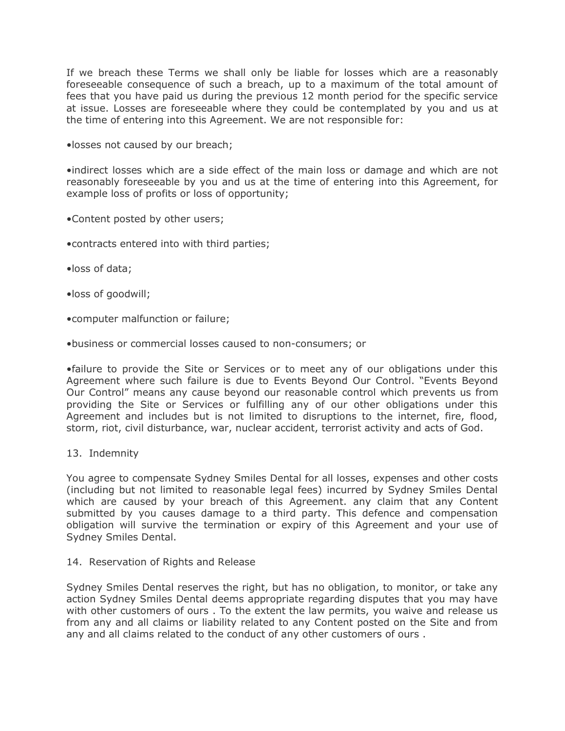If we breach these Terms we shall only be liable for losses which are a reasonably foreseeable consequence of such a breach, up to a maximum of the total amount of fees that you have paid us during the previous 12 month period for the specific service at issue. Losses are foreseeable where they could be contemplated by you and us at the time of entering into this Agreement. We are not responsible for:

•losses not caused by our breach;

•indirect losses which are a side effect of the main loss or damage and which are not reasonably foreseeable by you and us at the time of entering into this Agreement, for example loss of profits or loss of opportunity;

•Content posted by other users;

•contracts entered into with third parties;

•loss of data;

•loss of goodwill;

•computer malfunction or failure;

•business or commercial losses caused to non-consumers; or

•failure to provide the Site or Services or to meet any of our obligations under this Agreement where such failure is due to Events Beyond Our Control. "Events Beyond Our Control" means any cause beyond our reasonable control which prevents us from providing the Site or Services or fulfilling any of our other obligations under this Agreement and includes but is not limited to disruptions to the internet, fire, flood, storm, riot, civil disturbance, war, nuclear accident, terrorist activity and acts of God.

13. Indemnity

You agree to compensate Sydney Smiles Dental for all losses, expenses and other costs (including but not limited to reasonable legal fees) incurred by Sydney Smiles Dental which are caused by your breach of this Agreement. any claim that any Content submitted by you causes damage to a third party. This defence and compensation obligation will survive the termination or expiry of this Agreement and your use of Sydney Smiles Dental.

14. Reservation of Rights and Release

Sydney Smiles Dental reserves the right, but has no obligation, to monitor, or take any action Sydney Smiles Dental deems appropriate regarding disputes that you may have with other customers of ours . To the extent the law permits, you waive and release us from any and all claims or liability related to any Content posted on the Site and from any and all claims related to the conduct of any other customers of ours .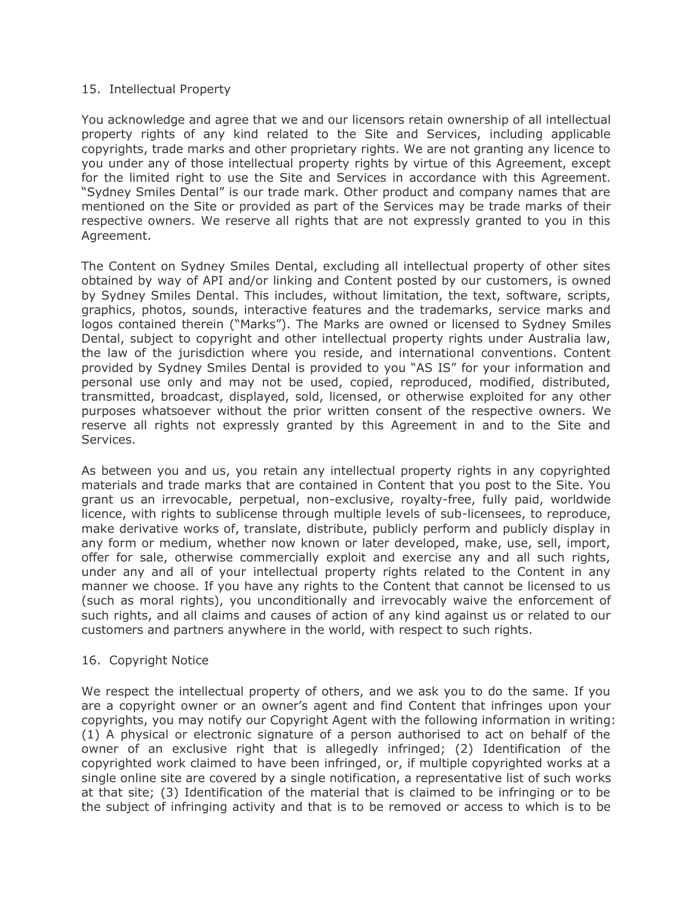## 15. Intellectual Property

You acknowledge and agree that we and our licensors retain ownership of all intellectual property rights of any kind related to the Site and Services, including applicable copyrights, trade marks and other proprietary rights. We are not granting any licence to you under any of those intellectual property rights by virtue of this Agreement, except for the limited right to use the Site and Services in accordance with this Agreement. "Sydney Smiles Dental" is our trade mark. Other product and company names that are mentioned on the Site or provided as part of the Services may be trade marks of their respective owners. We reserve all rights that are not expressly granted to you in this Agreement.

The Content on Sydney Smiles Dental, excluding all intellectual property of other sites obtained by way of API and/or linking and Content posted by our customers, is owned by Sydney Smiles Dental. This includes, without limitation, the text, software, scripts, graphics, photos, sounds, interactive features and the trademarks, service marks and logos contained therein ("Marks"). The Marks are owned or licensed to Sydney Smiles Dental, subject to copyright and other intellectual property rights under Australia law, the law of the jurisdiction where you reside, and international conventions. Content provided by Sydney Smiles Dental is provided to you "AS IS" for your information and personal use only and may not be used, copied, reproduced, modified, distributed, transmitted, broadcast, displayed, sold, licensed, or otherwise exploited for any other purposes whatsoever without the prior written consent of the respective owners. We reserve all rights not expressly granted by this Agreement in and to the Site and Services.

As between you and us, you retain any intellectual property rights in any copyrighted materials and trade marks that are contained in Content that you post to the Site. You grant us an irrevocable, perpetual, non-exclusive, royalty-free, fully paid, worldwide licence, with rights to sublicense through multiple levels of sub-licensees, to reproduce, make derivative works of, translate, distribute, publicly perform and publicly display in any form or medium, whether now known or later developed, make, use, sell, import, offer for sale, otherwise commercially exploit and exercise any and all such rights, under any and all of your intellectual property rights related to the Content in any manner we choose. If you have any rights to the Content that cannot be licensed to us (such as moral rights), you unconditionally and irrevocably waive the enforcement of such rights, and all claims and causes of action of any kind against us or related to our customers and partners anywhere in the world, with respect to such rights.

## 16. Copyright Notice

We respect the intellectual property of others, and we ask you to do the same. If you are a copyright owner or an owner's agent and find Content that infringes upon your copyrights, you may notify our Copyright Agent with the following information in writing: (1) A physical or electronic signature of a person authorised to act on behalf of the owner of an exclusive right that is allegedly infringed; (2) Identification of the copyrighted work claimed to have been infringed, or, if multiple copyrighted works at a single online site are covered by a single notification, a representative list of such works at that site; (3) Identification of the material that is claimed to be infringing or to be the subject of infringing activity and that is to be removed or access to which is to be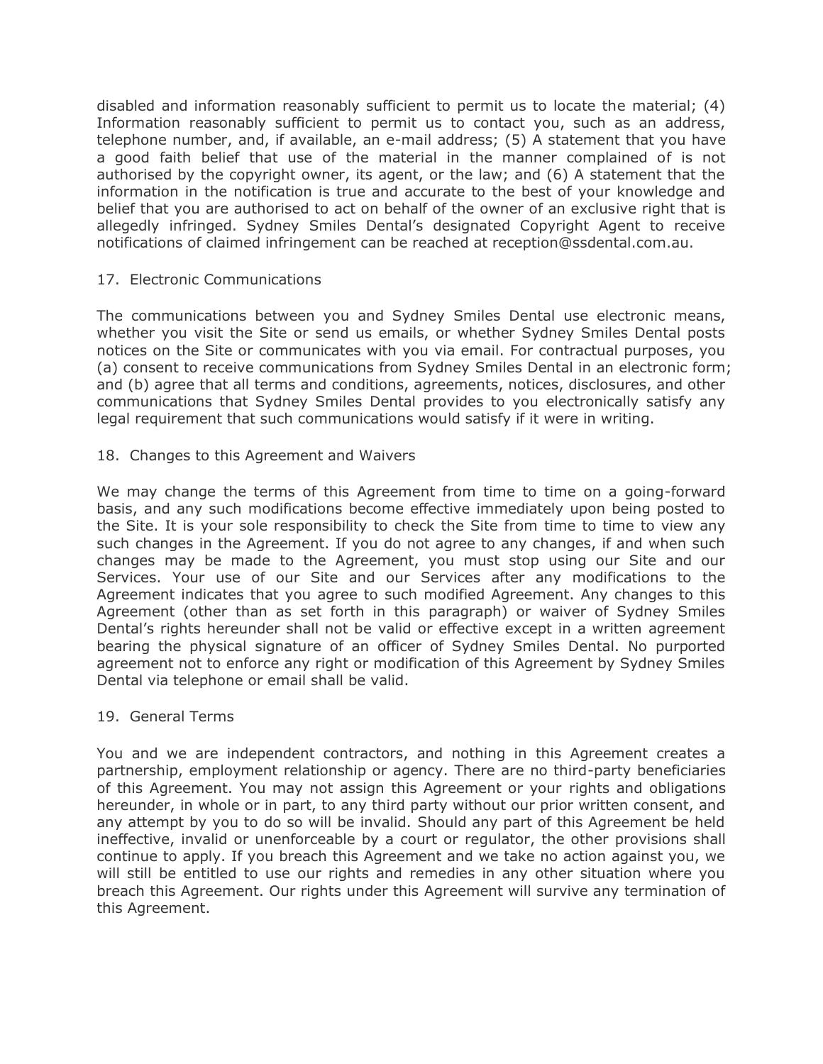disabled and information reasonably sufficient to permit us to locate the material; (4) Information reasonably sufficient to permit us to contact you, such as an address, telephone number, and, if available, an e-mail address; (5) A statement that you have a good faith belief that use of the material in the manner complained of is not authorised by the copyright owner, its agent, or the law; and (6) A statement that the information in the notification is true and accurate to the best of your knowledge and belief that you are authorised to act on behalf of the owner of an exclusive right that is allegedly infringed. Sydney Smiles Dental's designated Copyright Agent to receive notifications of claimed infringement can be reached at reception@ssdental.com.au.

## 17. Electronic Communications

The communications between you and Sydney Smiles Dental use electronic means, whether you visit the Site or send us emails, or whether Sydney Smiles Dental posts notices on the Site or communicates with you via email. For contractual purposes, you (a) consent to receive communications from Sydney Smiles Dental in an electronic form; and (b) agree that all terms and conditions, agreements, notices, disclosures, and other communications that Sydney Smiles Dental provides to you electronically satisfy any legal requirement that such communications would satisfy if it were in writing.

## 18. Changes to this Agreement and Waivers

We may change the terms of this Agreement from time to time on a going-forward basis, and any such modifications become effective immediately upon being posted to the Site. It is your sole responsibility to check the Site from time to time to view any such changes in the Agreement. If you do not agree to any changes, if and when such changes may be made to the Agreement, you must stop using our Site and our Services. Your use of our Site and our Services after any modifications to the Agreement indicates that you agree to such modified Agreement. Any changes to this Agreement (other than as set forth in this paragraph) or waiver of Sydney Smiles Dental's rights hereunder shall not be valid or effective except in a written agreement bearing the physical signature of an officer of Sydney Smiles Dental. No purported agreement not to enforce any right or modification of this Agreement by Sydney Smiles Dental via telephone or email shall be valid.

## 19. General Terms

You and we are independent contractors, and nothing in this Agreement creates a partnership, employment relationship or agency. There are no third-party beneficiaries of this Agreement. You may not assign this Agreement or your rights and obligations hereunder, in whole or in part, to any third party without our prior written consent, and any attempt by you to do so will be invalid. Should any part of this Agreement be held ineffective, invalid or unenforceable by a court or regulator, the other provisions shall continue to apply. If you breach this Agreement and we take no action against you, we will still be entitled to use our rights and remedies in any other situation where you breach this Agreement. Our rights under this Agreement will survive any termination of this Agreement.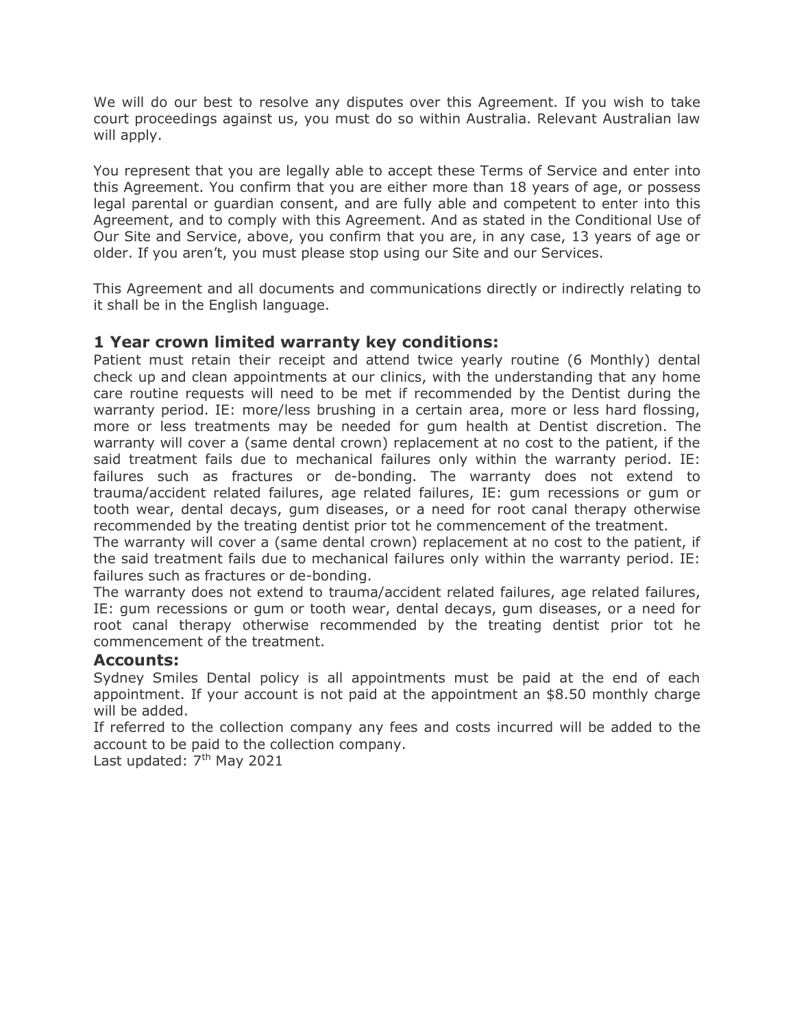We will do our best to resolve any disputes over this Agreement. If you wish to take court proceedings against us, you must do so within Australia. Relevant Australian law will apply.

You represent that you are legally able to accept these Terms of Service and enter into this Agreement. You confirm that you are either more than 18 years of age, or possess legal parental or guardian consent, and are fully able and competent to enter into this Agreement, and to comply with this Agreement. And as stated in the Conditional Use of Our Site and Service, above, you confirm that you are, in any case, 13 years of age or older. If you aren't, you must please stop using our Site and our Services.

This Agreement and all documents and communications directly or indirectly relating to it shall be in the English language.

## 1 Year crown limited warranty key conditions:

Patient must retain their receipt and attend twice yearly routine (6 Monthly) dental check up and clean appointments at our clinics, with the understanding that any home care routine requests will need to be met if recommended by the Dentist during the warranty period. IE: more/less brushing in a certain area, more or less hard flossing, more or less treatments may be needed for gum health at Dentist discretion. The warranty will cover a (same dental crown) replacement at no cost to the patient, if the said treatment fails due to mechanical failures only within the warranty period. IE: failures such as fractures or de-bonding. The warranty does not extend to trauma/accident related failures, age related failures, IE: gum recessions or gum or tooth wear, dental decays, gum diseases, or a need for root canal therapy otherwise recommended by the treating dentist prior tot he commencement of the treatment.

The warranty will cover a (same dental crown) replacement at no cost to the patient, if the said treatment fails due to mechanical failures only within the warranty period. IE: failures such as fractures or de-bonding.

The warranty does not extend to trauma/accident related failures, age related failures, IE: gum recessions or gum or tooth wear, dental decays, gum diseases, or a need for root canal therapy otherwise recommended by the treating dentist prior tot he commencement of the treatment.

## Accounts:

Sydney Smiles Dental policy is all appointments must be paid at the end of each appointment. If your account is not paid at the appointment an $8.50 monthly charge will be added.

If referred to the collection company any fees and costs incurred will be added to the account to be paid to the collection company.

Last updated: 7th May 2021